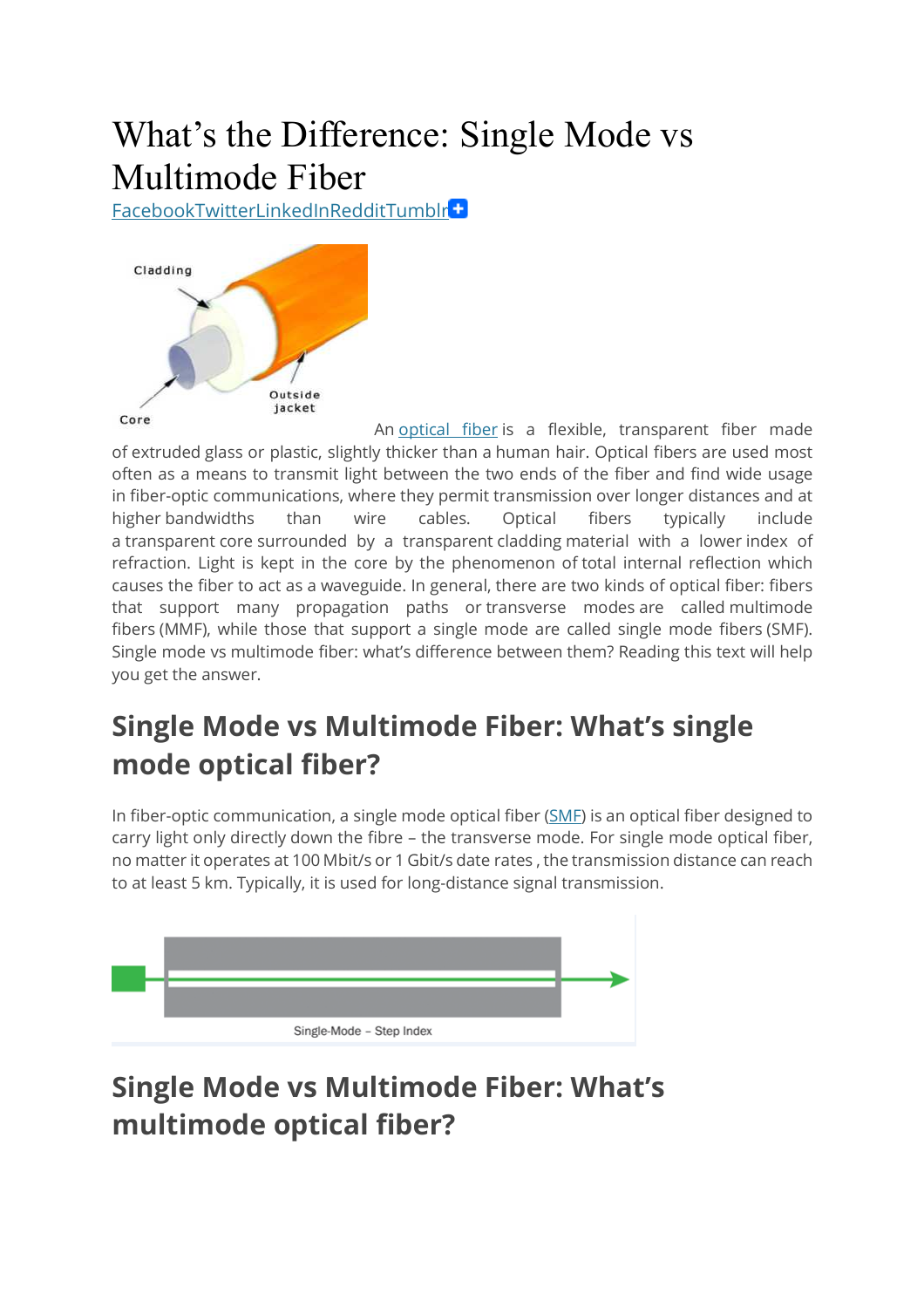# What's the Difference: Single Mode vs Multimode Fiber

FacebookTwitterLinkedInRedditTumblr

An optical fiber is a flexible, transparent fiber made of extruded glass or plastic, slightly thicker than a human hair. Optical fibers are used most often as a means to transmit light between the two ends of the fiber and find wide usage in fiber-optic communications, where they permit transmission over longer distances and at higher bandwidths than wire cables. Optical fibers typically include a transparent core surrounded by a transparent cladding material with a lower index of refraction. Light is kept in the core by the phenomenon of total internal reflection which causes the fiber to act as a waveguide. In general, there are two kinds of optical fiber: fibers that support many propagation paths or transverse modes are called multimode fibers (MMF), while those that support a single mode are called single mode fibers (SMF). Single mode vs multimode fiber: what's difference between them? Reading this text will help you get the answer.

## Single Mode vs Multimode Fiber: What's single mode optical fiber?

In fiber-optic communication, a single mode optical fiber (SMF) is an optical fiber designed to carry light only directly down the fibre – the transverse mode. For single mode optical fiber, no matter it operates at 100 Mbit/s or 1 Gbit/s date rates , the transmission distance can reach to at least 5 km. Typically, it is used for long-distance signal transmission.

Single-Mode – Step Index

## Single Mode vs Multimode Fiber: What's multimode optical fiber?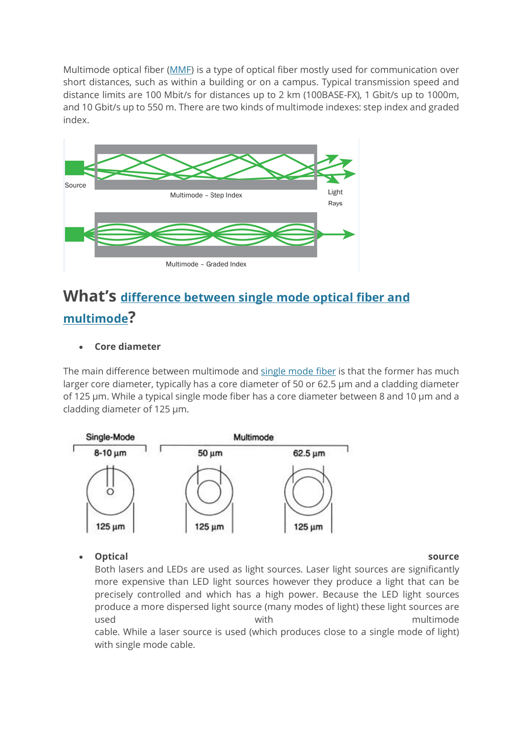Multimode optical fiber (MMF) is a type of optical fiber mostly used for communication over short distances, such as within a building or on a campus. Typical transmission speed and distance limits are 100 Mbit/s for distances up to 2 km (100BASE-FX), 1 Gbit/s up to 1000m, and 10 Gbit/s up to 550 m. There are two kinds of multimode indexes: step index and graded index.

## What's difference between single mode optical fiber and multimode?

- **Core diameter**

The main difference between multimode and single mode fiber is that the former has much larger core diameter, typically has a core diameter of 50 or 62.5 µm and a cladding diameter of 125 µm. While a typical single mode fiber has a core diameter between 8 and 10 µm and a cladding diameter of 125 µm.

- **Optical source**
  Both lasers and LEDs are used as light sources. Laser light sources are significantly more expensive than LED light sources however they produce a light that can be precisely controlled and which has a high power. Because the LED light sources produce a more dispersed light source (many modes of light) these light sources are used with multimode cable. While a laser source is used (which produces close to a single mode of light) with single mode cable.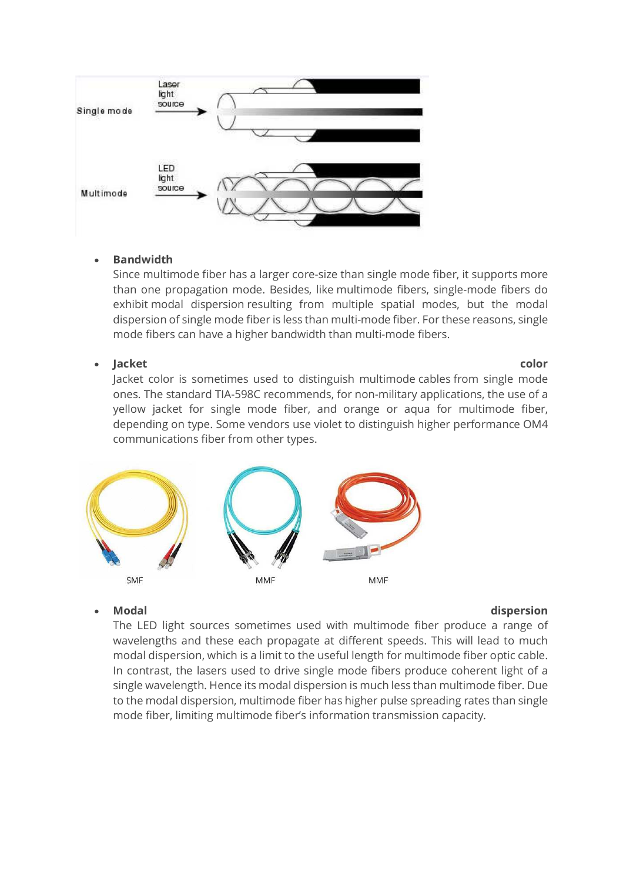- **Bandwidth**
  Since multimode fiber has a larger core-size than single mode fiber, it supports more than one propagation mode. Besides, like multimode fibers, single-mode fibers do exhibit modal dispersion resulting from multiple spatial modes, but the modal dispersion of single mode fiber is less than multi-mode fiber. For these reasons, single mode fibers can have a higher bandwidth than multi-mode fibers.

- **Jacket color**
  Jacket color is sometimes used to distinguish multimode cables from single mode ones. The standard TIA-598C recommends, for non-military applications, the use of a yellow jacket for single mode fiber, and orange or aqua for multimode fiber, depending on type. Some vendors use violet to distinguish higher performance OM4 communications fiber from other types.

SMF MMF MMF

- **Modal dispersion**
  The LED light sources sometimes used with multimode fiber produce a range of wavelengths and these each propagate at different speeds. This will lead to much modal dispersion, which is a limit to the useful length for multimode fiber optic cable. In contrast, the lasers used to drive single mode fibers produce coherent light of a single wavelength. Hence its modal dispersion is much less than multimode fiber. Due to the modal dispersion, multimode fiber has higher pulse spreading rates than single mode fiber, limiting multimode fiber's information transmission capacity.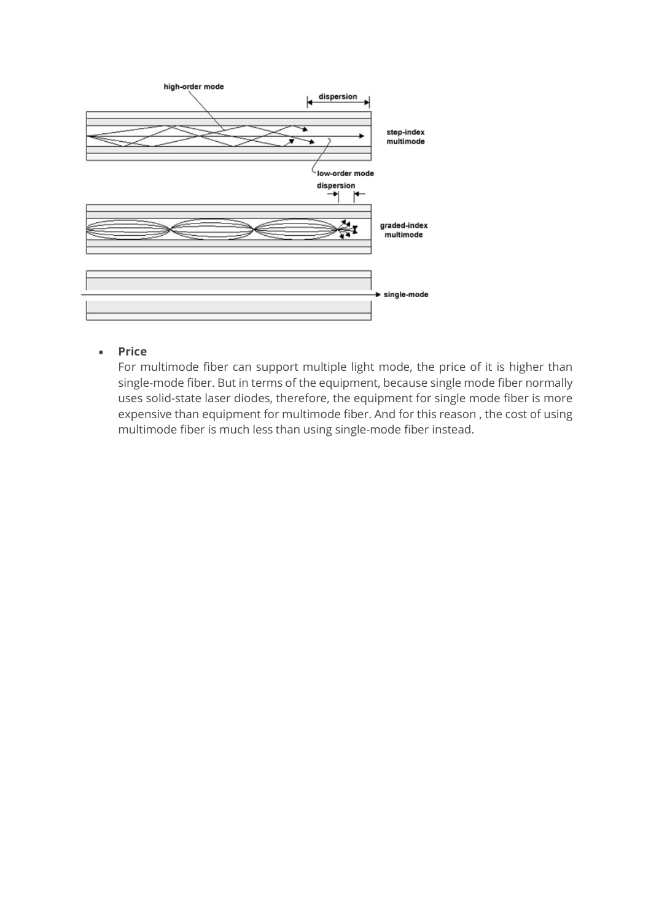high-order mode

dispersion

step-index multimode

low-order mode

dispersion

graded-index multimode

single-mode

- **Price**
  For multimode fiber can support multiple light mode, the price of it is higher than single-mode fiber. But in terms of the equipment, because single mode fiber normally uses solid-state laser diodes, therefore, the equipment for single mode fiber is more expensive than equipment for multimode fiber. And for this reason , the cost of using multimode fiber is much less than using single-mode fiber instead.